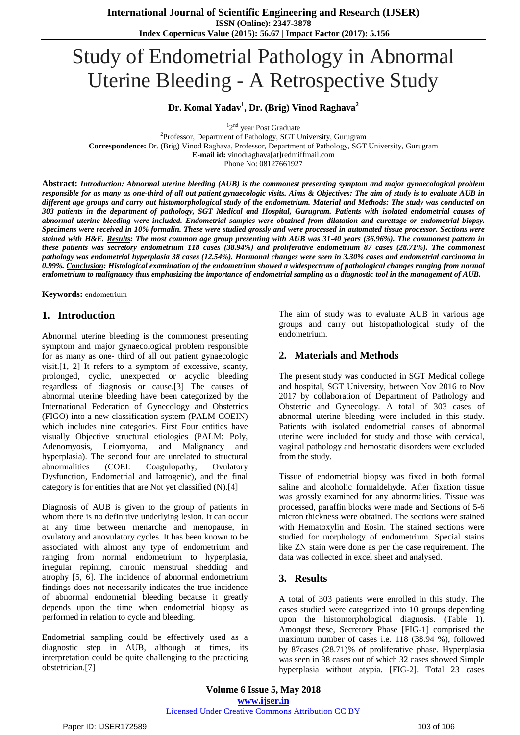# Study of Endometrial Pathology in Abnormal Uterine Bleeding - A Retrospective Study

**Dr. Komal Yadav[1], Dr. (Brig) Vinod Raghava[2]**

[1]2nd year Post Graduate

[2]Professor, Department of Pathology, SGT University, Gurugram

**Correspondence:** Dr. (Brig) Vinod Raghava, Professor, Department of Pathology, SGT University, Gurugram

**E-mail id:** vinodraghava[at]redmiffmail.com

Phone No: 08127661927

**Abstract:** ***Introduction**: Abnormal uterine bleeding (AUB) is the commonest presenting symptom and major gynaecological problem responsible for as many as one-third of all out patient gynaecologic visits. **Aims & Objectives**: The aim of study is to evaluate AUB in different age groups and carry out histomorphological study of the endometrium. **Material and Methods**: The study was conducted on 303 patients in the department of pathology, SGT Medical and Hospital, Gurugram. Patients with isolated endometrial causes of abnormal uterine bleeding were included. Endometrial samples were obtained from dilatation and curettage or endometrial biopsy. Specimens were received in 10% formalin. These were studied grossly and were processed in automated tissue processor. Sections were stained with H&E. **Results**: The most common age group presenting with AUB was 31-40 years (36.96%). The commonest pattern in these patients was secretory endometrium 118 cases (38.94%) and proliferative endometrium 87 cases (28.71%). The commonest pathology was endometrial hyperplasia 38 cases (12.54%). Hormonal changes were seen in 3.30% cases and endometrial carcinoma in 0.99%. **Conclusion**: Histological examination of the endometrium showed a widespectrum of pathological changes ranging from normal endometrium to malignancy thus emphasizing the importance of endometrial sampling as a diagnostic tool in the management of AUB.*

**Keywords:** endometrium

## 1. Introduction

Abnormal uterine bleeding is the commonest presenting symptom and major gynaecological problem responsible for as many as one- third of all out patient gynaecologic visit.[1, 2] It refers to a symptom of excessive, scanty, prolonged, cyclic, unexpected or acyclic bleeding regardless of diagnosis or cause.[3] The causes of abnormal uterine bleeding have been categorized by the International Federation of Gynecology and Obstetrics (FIGO) into a new classification system (PALM-COEIN) which includes nine categories. First Four entities have visually Objective structural etiologies (PALM: Poly, Adenomyosis, Leiomyoma, and Malignancy and hyperplasia). The second four are unrelated to structural abnormalities (COEI: Coagulopathy, Ovulatory Dysfunction, Endometrial and Iatrogenic), and the final category is for entities that are Not yet classified (N).[4]

Diagnosis of AUB is given to the group of patients in whom there is no definitive underlying lesion. It can occur at any time between menarche and menopause, in ovulatory and anovulatory cycles. It has been known to be associated with almost any type of endometrium and ranging from normal endometrium to hyperplasia, irregular repining, chronic menstrual shedding and atrophy [5, 6]. The incidence of abnormal endometrium findings does not necessarily indicates the true incidence of abnormal endometrial bleeding because it greatly depends upon the time when endometrial biopsy as performed in relation to cycle and bleeding.

Endometrial sampling could be effectively used as a diagnostic step in AUB, although at times, its interpretation could be quite challenging to the practicing obstetrician.[7]

The aim of study was to evaluate AUB in various age groups and carry out histopathological study of the endometrium.

## 2. Materials and Methods

The present study was conducted in SGT Medical college and hospital, SGT University, between Nov 2016 to Nov 2017 by collaboration of Department of Pathology and Obstetric and Gynecology. A total of 303 cases of abnormal uterine bleeding were included in this study. Patients with isolated endometrial causes of abnormal uterine were included for study and those with cervical, vaginal pathology and hemostatic disorders were excluded from the study.

Tissue of endometrial biopsy was fixed in both formal saline and alcoholic formaldehyde. After fixation tissue was grossly examined for any abnormalities. Tissue was processed, paraffin blocks were made and Sections of 5-6 micron thickness were obtained. The sections were stained with Hematoxylin and Eosin. The stained sections were studied for morphology of endometrium. Special stains like ZN stain were done as per the case requirement. The data was collected in excel sheet and analysed.

## 3. Results

A total of 303 patients were enrolled in this study. The cases studied were categorized into 10 groups depending upon the histomorphological diagnosis. (Table 1). Amongst these, Secretory Phase [FIG-1] comprised the maximum number of cases i.e. 118 (38.94 %), followed by 87cases (28.71)% of proliferative phase. Hyperplasia was seen in 38 cases out of which 32 cases showed Simple hyperplasia without atypia. [FIG-2]. Total 23 cases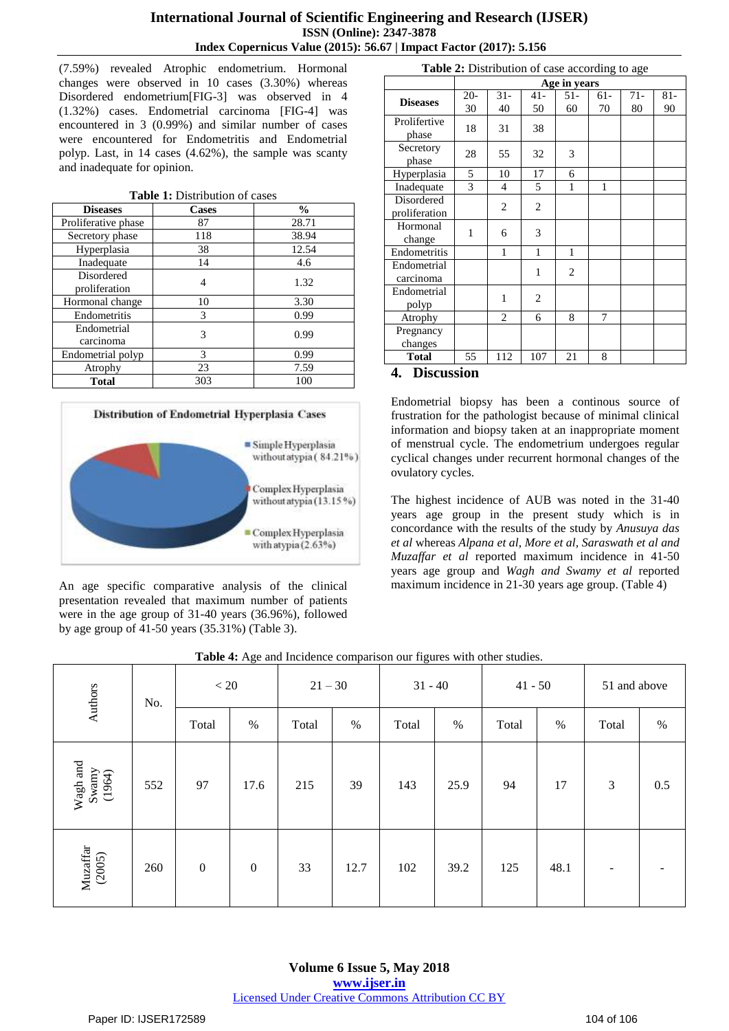(7.59%) revealed Atrophic endometrium. Hormonal changes were observed in 10 cases (3.30%) whereas Disordered endometrium[FIG-3] was observed in 4 (1.32%) cases. Endometrial carcinoma [FIG-4] was encountered in 3 (0.99%) and similar number of cases were encountered for Endometritis and Endometrial polyp. Last, in 14 cases (4.62%), the sample was scanty and inadequate for opinion.

**Table 1:** Distribution of cases

| Diseases | Cases | % |
|---|---|---|
| Proliferative phase | 87 | 28.71 |
| Secretory phase | 118 | 38.94 |
| Hyperplasia | 38 | 12.54 |
| Inadequate | 14 | 4.6 |
| Disordered proliferation | 4 | 1.32 |
| Hormonal change | 10 | 3.30 |
| Endometritis | 3 | 0.99 |
| Endometrial carcinoma | 3 | 0.99 |
| Endometrial polyp | 3 | 0.99 |
| Atrophy | 23 | 7.59 |
| **Total** | 303 | 100 |

**Distribution of Endometrial Hyperplasia Cases**

- Simple Hyperplasia without atypia (84.21%)
- Complex Hyperplasia without atypia (13.15%)
- Complex Hyperplasia with atypia (2.63%)

An age specific comparative analysis of the clinical presentation revealed that maximum number of patients were in the age group of 31-40 years (36.96%), followed by age group of 41-50 years (35.31%) (Table 3).

**Table 2:** Distribution of case according to age

| Diseases | Age in years | | | | | | |
|---|---|---|---|---|---|---|---|
| | 20-30 | 31-40 | 41-50 | 51-60 | 61-70 | 71-80 | 81-90 |
| Proliferative phase | 18 | 31 | 38 | | | | |
| Secretory phase | 28 | 55 | 32 | 3 | | | |
| Hyperplasia | 5 | 10 | 17 | 6 | | | |
| Inadequate | 3 | 4 | 5 | 1 | 1 | | |
| Disordered proliferation | | 2 | 2 | | | | |
| Hormonal change | 1 | 6 | 3 | | | | |
| Endometritis | | 1 | 1 | 1 | | | |
| Endometrial carcinoma | | | 1 | 2 | | | |
| Endometrial polyp | | 1 | 2 | | | | |
| Atrophy | | 2 | 6 | 8 | 7 | | |
| Pregnancy changes | | | | | | | |
| **Total** | 55 | 112 | 107 | 21 | 8 | | |

## 4. Discussion

Endometrial biopsy has been a continous source of frustration for the pathologist because of minimal clinical information and biopsy taken at an inappropriate moment of menstrual cycle. The endometrium undergoes regular cyclical changes under recurrent hormonal changes of the ovulatory cycles.

The highest incidence of AUB was noted in the 31-40 years age group in the present study which is in concordance with the results of the study by *Anusuya das et al* whereas *Alpana et al, More et al, Saraswath et al and Muzaffar et al* reported maximum incidence in 41-50 years age group and *Wagh and Swamy et al* reported maximum incidence in 21-30 years age group. (Table 4)

**Table 4:** Age and Incidence comparison our figures with other studies.

| Authors | No. | < 20 | | 21 – 30 | | 31 - 40 | | 41 - 50 | | 51 and above | |
|---|---|---|---|---|---|---|---|---|---|---|---|
| | | Total | % | Total | % | Total | % | Total | % | Total | % |
| Wagh and Swamy (1964) | 552 | 97 | 17.6 | 215 | 39 | 143 | 25.9 | 94 | 17 | 3 | 0.5 |
| Muzaffar (2005) | 260 | 0 | 0 | 33 | 12.7 | 102 | 39.2 | 125 | 48.1 | - | - |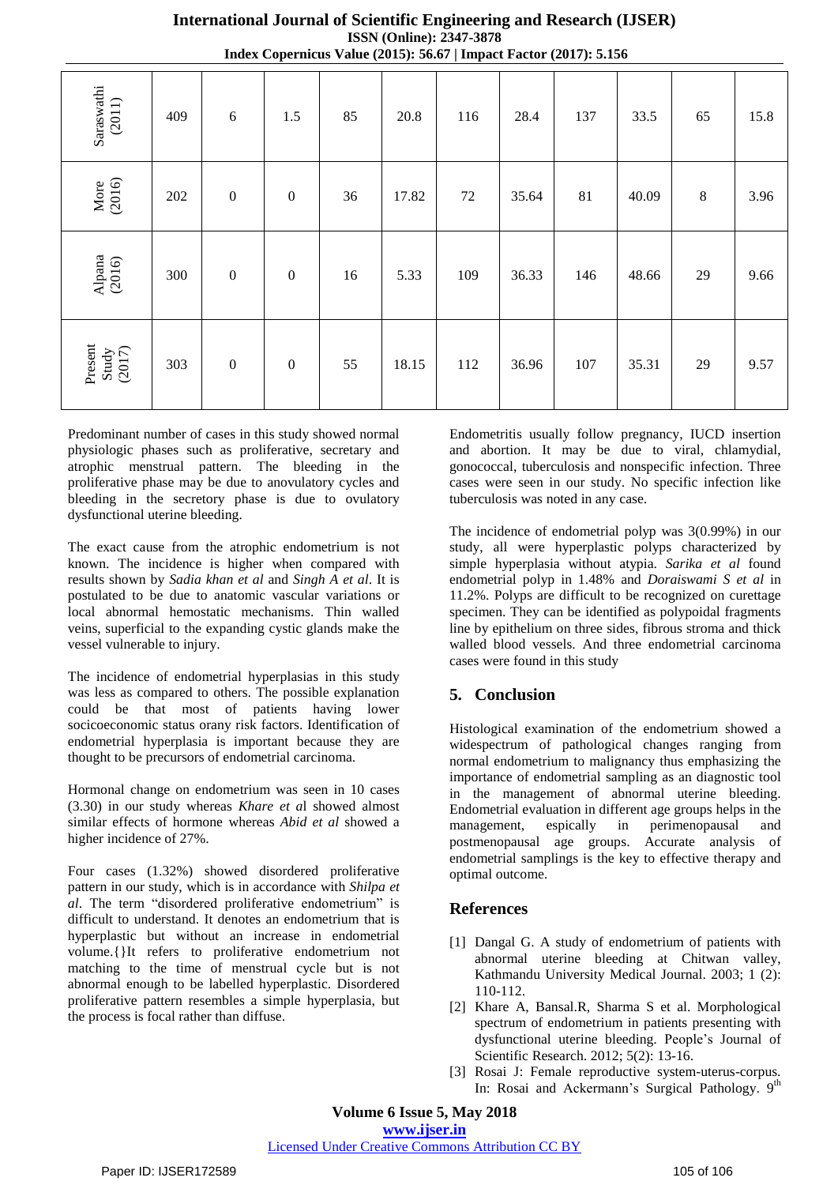| Saraswathi (2011) | 409 | 6 | 1.5 | 85 | 20.8 | 116 | 28.4 | 137 | 33.5 | 65 | 15.8 |
|---|---|---|---|---|---|---|---|---|---|---|---|
| More (2016) | 202 | 0 | 0 | 36 | 17.82 | 72 | 35.64 | 81 | 40.09 | 8 | 3.96 |
| Alpana (2016) | 300 | 0 | 0 | 16 | 5.33 | 109 | 36.33 | 146 | 48.66 | 29 | 9.66 |
| Present Study (2017) | 303 | 0 | 0 | 55 | 18.15 | 112 | 36.96 | 107 | 35.31 | 29 | 9.57 |

Predominant number of cases in this study showed normal physiologic phases such as proliferative, secretary and atrophic menstrual pattern. The bleeding in the proliferative phase may be due to anovulatory cycles and bleeding in the secretory phase is due to ovulatory dysfunctional uterine bleeding.

The exact cause from the atrophic endometrium is not known. The incidence is higher when compared with results shown by *Sadia khan et al* and *Singh A et al*. It is postulated to be due to anatomic vascular variations or local abnormal hemostatic mechanisms. Thin walled veins, superficial to the expanding cystic glands make the vessel vulnerable to injury.

The incidence of endometrial hyperplasias in this study was less as compared to others. The possible explanation could be that most of patients having lower socicoeconomic status orany risk factors. Identification of endometrial hyperplasia is important because they are thought to be precursors of endometrial carcinoma.

Hormonal change on endometrium was seen in 10 cases (3.30) in our study whereas *Khare et a*l showed almost similar effects of hormone whereas *Abid et al* showed a higher incidence of 27%.

Four cases (1.32%) showed disordered proliferative pattern in our study, which is in accordance with *Shilpa et al*. The term "disordered proliferative endometrium" is difficult to understand. It denotes an endometrium that is hyperplastic but without an increase in endometrial volume.{}It refers to proliferative endometrium not matching to the time of menstrual cycle but is not abnormal enough to be labelled hyperplastic. Disordered proliferative pattern resembles a simple hyperplasia, but the process is focal rather than diffuse.

Endometritis usually follow pregnancy, IUCD insertion and abortion. It may be due to viral, chlamydial, gonococcal, tuberculosis and nonspecific infection. Three cases were seen in our study. No specific infection like tuberculosis was noted in any case.

The incidence of endometrial polyp was 3(0.99%) in our study, all were hyperplastic polyps characterized by simple hyperplasia without atypia. *Sarika et al* found endometrial polyp in 1.48% and *Doraiswami S et al* in 11.2%. Polyps are difficult to be recognized on curettage specimen. They can be identified as polypoidal fragments line by epithelium on three sides, fibrous stroma and thick walled blood vessels. And three endometrial carcinoma cases were found in this study

## 5. Conclusion

Histological examination of the endometrium showed a widespectrum of pathological changes ranging from normal endometrium to malignancy thus emphasizing the importance of endometrial sampling as an diagnostic tool in the management of abnormal uterine bleeding. Endometrial evaluation in different age groups helps in the management, espically in perimenopausal and postmenopausal age groups. Accurate analysis of endometrial samplings is the key to effective therapy and optimal outcome.

## References

[1] Dangal G. A study of endometrium of patients with abnormal uterine bleeding at Chitwan valley, Kathmandu University Medical Journal. 2003; 1 (2): 110-112.

[2] Khare A, Bansal.R, Sharma S et al. Morphological spectrum of endometrium in patients presenting with dysfunctional uterine bleeding. People's Journal of Scientific Research. 2012; 5(2): 13-16.

[3] Rosai J: Female reproductive system-uterus-corpus. In: Rosai and Ackermann's Surgical Pathology. 9th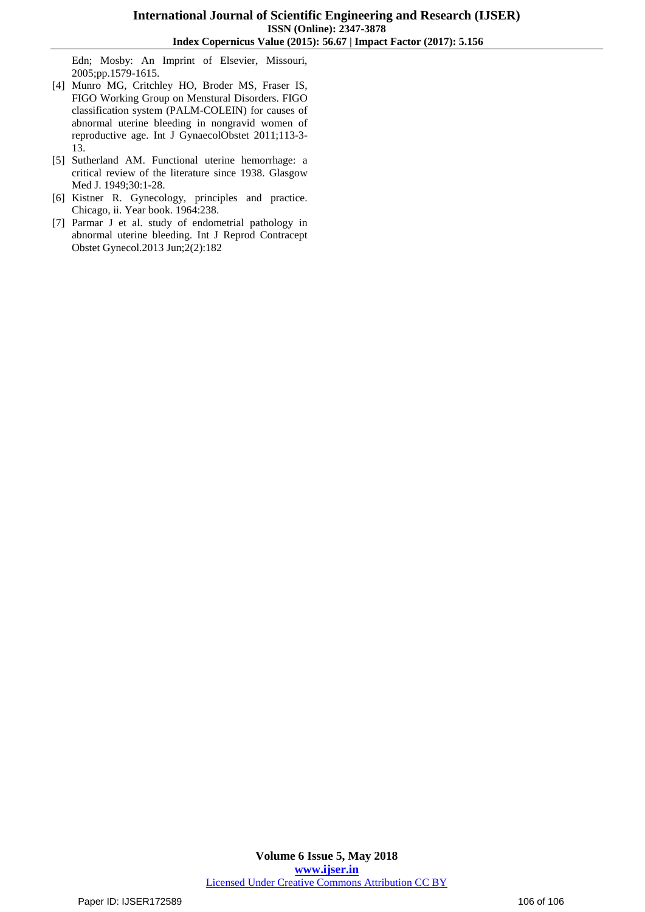Edn; Mosby: An Imprint of Elsevier, Missouri, 2005;pp.1579-1615.

[4] Munro MG, Critchley HO, Broder MS, Fraser IS, FIGO Working Group on Menstural Disorders. FIGO classification system (PALM-COLEIN) for causes of abnormal uterine bleeding in nongravid women of reproductive age. Int J GynaecolObstet 2011;113-3-13.

[5] Sutherland AM. Functional uterine hemorrhage: a critical review of the literature since 1938. Glasgow Med J. 1949;30:1-28.

[6] Kistner R. Gynecology, principles and practice. Chicago, ii. Year book. 1964:238.

[7] Parmar J et al. study of endometrial pathology in abnormal uterine bleeding. Int J Reprod Contracept Obstet Gynecol.2013 Jun;2(2):182